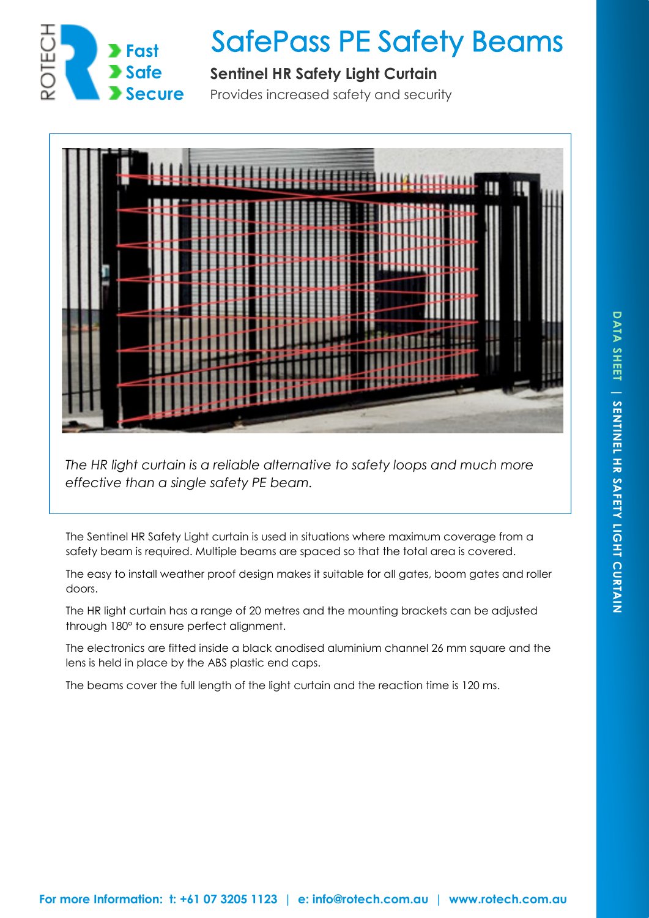# SafePass PE Safety Beams

## Sentinel HR Safety Light Curtain

Provides increased safety and security

*The HR light curtain is a reliable alternative to safety loops and much more effective than a single safety PE beam.*

The Sentinel HR Safety Light curtain is used in situations where maximum coverage from a safety beam is required. Multiple beams are spaced so that the total area is covered.

The easy to install weather proof design makes it suitable for all gates, boom gates and roller doors.

The HR light curtain has a range of 20 metres and the mounting brackets can be adjusted through 180° to ensure perfect alignment.

The electronics are fitted inside a black anodised aluminium channel 26 mm square and the lens is held in place by the ABS plastic end caps.

The beams cover the full length of the light curtain and the reaction time is 120 ms.

**For more Information: t: +61 07 3205 1123 | e: info@rotech.com.au | www.rotech.com.au**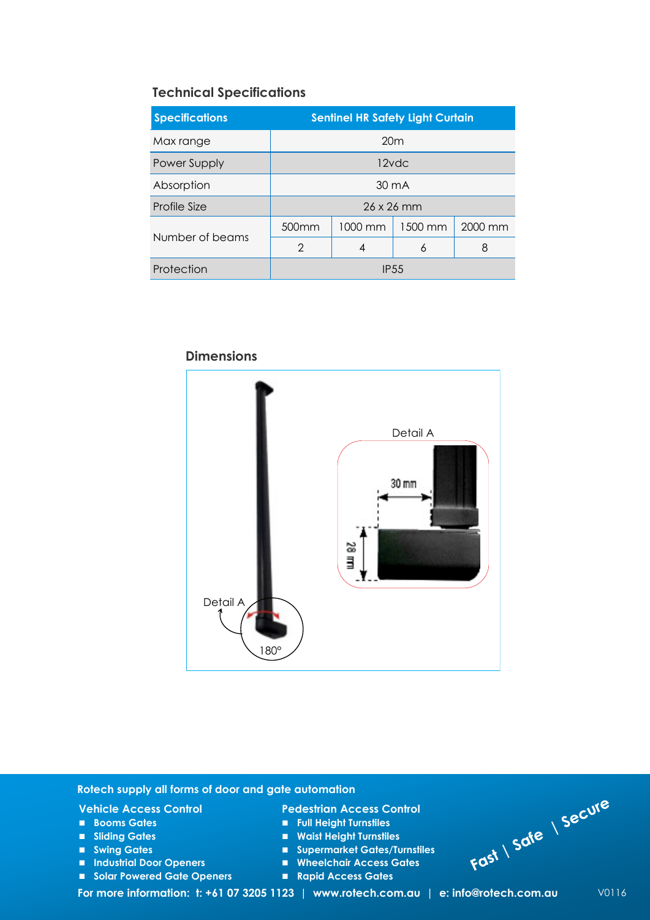## Technical Specifications

| Specifications | Sentinel HR Safety Light Curtain | | | |
|---|---|---|---|---|
| Max range | 20m | | | |
| Power Supply | 12vdc | | | |
| Absorption | 30 mA | | | |
| Profile Size | 26 x 26 mm | | | |
| Number of beams | 500mm | 1000 mm | 1500 mm | 2000 mm |
| | 2 | 4 | 6 | 8 |
| Protection | IP55 | | | |

## Dimensions

Detail A

30 mm

28 mm

Detail A

180°

Rotech supply all forms of door and gate automation

**Vehicle Access Control**

- Booms Gates
- Sliding Gates
- Swing Gates
- Industrial Door Openers
- Solar Powered Gate Openers

**Pedestrian Access Control**

- Full Height Turnstiles
- Waist Height Turnstiles
- Supermarket Gates/Turnstiles
- Wheelchair Access Gates
- Rapid Access Gates

Fast | Safe | Secure

For more information: t: +61 07 3205 1123 | www.rotech.com.au | e: info@rotech.com.au

V0116